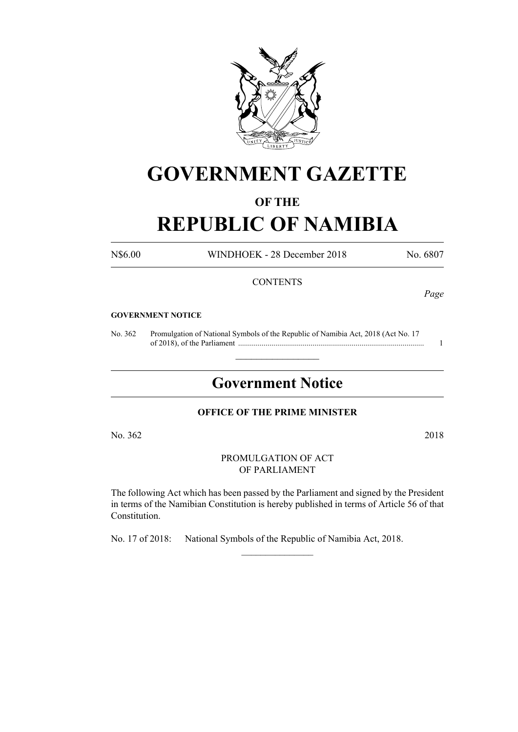# GOVERNMENT GAZETTE

### OF THE

# REPUBLIC OF NAMIBIA

N$6.00 WINDHOEK - 28 December 2018 No. 6807

CONTENTS

*Page*

**GOVERNMENT NOTICE**

No. 362 Promulgation of National Symbols of the Republic of Namibia Act, 2018 (Act No. 17 of 2018), of the Parliament ............................................................................................... 1

---

## Government Notice

**OFFICE OF THE PRIME MINISTER**

No. 362 2018

PROMULGATION OF ACT
OF PARLIAMENT

The following Act which has been passed by the Parliament and signed by the President in terms of the Namibian Constitution is hereby published in terms of Article 56 of that Constitution.

No. 17 of 2018: National Symbols of the Republic of Namibia Act, 2018.

---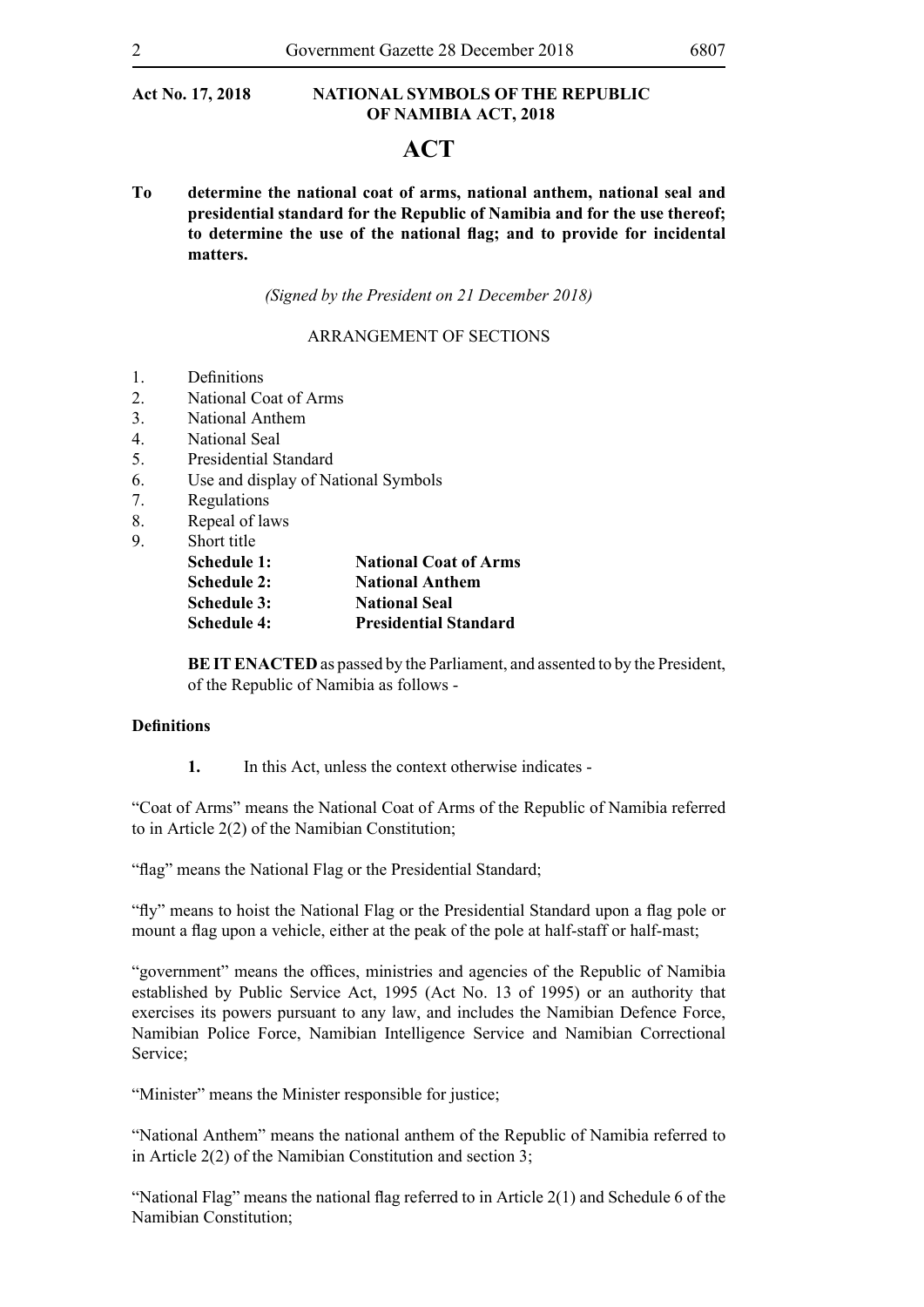**Act No. 17, 2018 — NATIONAL SYMBOLS OF THE REPUBLIC OF NAMIBIA ACT, 2018**

# ACT

**To determine the national coat of arms, national anthem, national seal and presidential standard for the Republic of Namibia and for the use thereof; to determine the use of the national flag; and to provide for incidental matters.**

*(Signed by the President on 21 December 2018)*

## ARRANGEMENT OF SECTIONS

1. Definitions
2. National Coat of Arms
3. National Anthem
4. National Seal
5. Presidential Standard
6. Use and display of National Symbols
7. Regulations
8. Repeal of laws
9. Short title

| | |
|---|---|
| **Schedule 1:** | **National Coat of Arms** |
| **Schedule 2:** | **National Anthem** |
| **Schedule 3:** | **National Seal** |
| **Schedule 4:** | **Presidential Standard** |

**BE IT ENACTED** as passed by the Parliament, and assented to by the President, of the Republic of Namibia as follows -

### Definitions

**1.** In this Act, unless the context otherwise indicates -

"Coat of Arms" means the National Coat of Arms of the Republic of Namibia referred to in Article 2(2) of the Namibian Constitution;

"flag" means the National Flag or the Presidential Standard;

"fly" means to hoist the National Flag or the Presidential Standard upon a flag pole or mount a flag upon a vehicle, either at the peak of the pole at half-staff or half-mast;

"government" means the offices, ministries and agencies of the Republic of Namibia established by Public Service Act, 1995 (Act No. 13 of 1995) or an authority that exercises its powers pursuant to any law, and includes the Namibian Defence Force, Namibian Police Force, Namibian Intelligence Service and Namibian Correctional Service;

"Minister" means the Minister responsible for justice;

"National Anthem" means the national anthem of the Republic of Namibia referred to in Article 2(2) of the Namibian Constitution and section 3;

"National Flag" means the national flag referred to in Article 2(1) and Schedule 6 of the Namibian Constitution;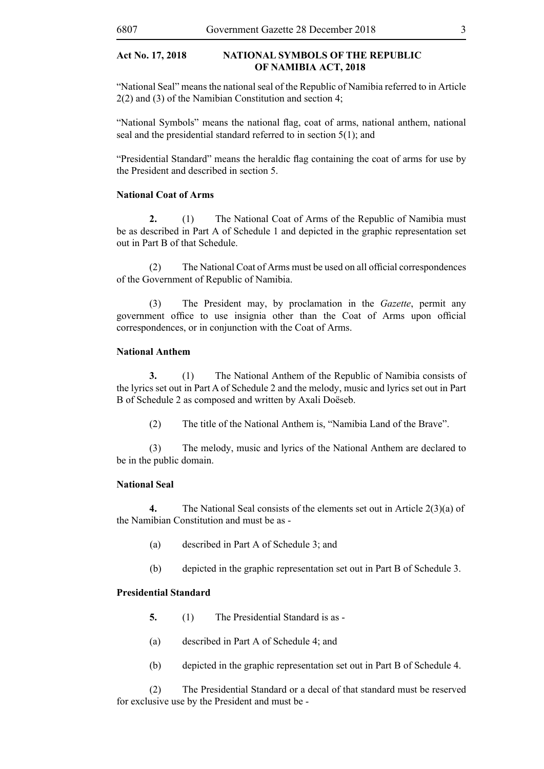**Act No. 17, 2018 NATIONAL SYMBOLS OF THE REPUBLIC OF NAMIBIA ACT, 2018**

"National Seal" means the national seal of the Republic of Namibia referred to in Article 2(2) and (3) of the Namibian Constitution and section 4;

"National Symbols" means the national flag, coat of arms, national anthem, national seal and the presidential standard referred to in section 5(1); and

"Presidential Standard" means the heraldic flag containing the coat of arms for use by the President and described in section 5.

**National Coat of Arms**

**2.** (1) The National Coat of Arms of the Republic of Namibia must be as described in Part A of Schedule 1 and depicted in the graphic representation set out in Part B of that Schedule.

(2) The National Coat of Arms must be used on all official correspondences of the Government of Republic of Namibia.

(3) The President may, by proclamation in the *Gazette*, permit any government office to use insignia other than the Coat of Arms upon official correspondences, or in conjunction with the Coat of Arms.

**National Anthem**

**3.** (1) The National Anthem of the Republic of Namibia consists of the lyrics set out in Part A of Schedule 2 and the melody, music and lyrics set out in Part B of Schedule 2 as composed and written by Axali Doëseb.

(2) The title of the National Anthem is, "Namibia Land of the Brave".

(3) The melody, music and lyrics of the National Anthem are declared to be in the public domain.

**National Seal**

**4.** The National Seal consists of the elements set out in Article 2(3)(a) of the Namibian Constitution and must be as -

(a) described in Part A of Schedule 3; and

(b) depicted in the graphic representation set out in Part B of Schedule 3.

**Presidential Standard**

**5.** (1) The Presidential Standard is as -

(a) described in Part A of Schedule 4; and

(b) depicted in the graphic representation set out in Part B of Schedule 4.

(2) The Presidential Standard or a decal of that standard must be reserved for exclusive use by the President and must be -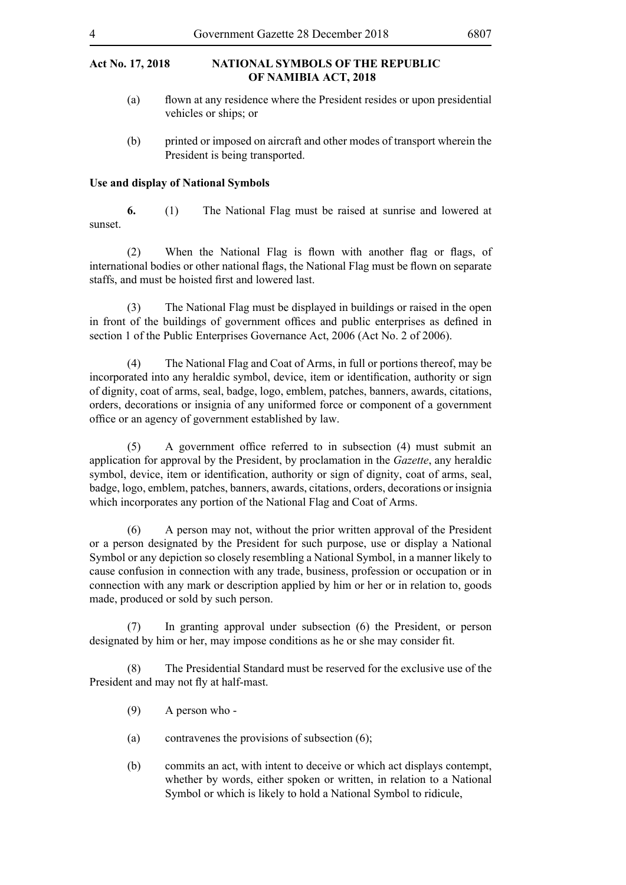(a) flown at any residence where the President resides or upon presidential vehicles or ships; or

(b) printed or imposed on aircraft and other modes of transport wherein the President is being transported.

**Use and display of National Symbols**

**6.** (1) The National Flag must be raised at sunrise and lowered at sunset.

(2) When the National Flag is flown with another flag or flags, of international bodies or other national flags, the National Flag must be flown on separate staffs, and must be hoisted first and lowered last.

(3) The National Flag must be displayed in buildings or raised in the open in front of the buildings of government offices and public enterprises as defined in section 1 of the Public Enterprises Governance Act, 2006 (Act No. 2 of 2006).

(4) The National Flag and Coat of Arms, in full or portions thereof, may be incorporated into any heraldic symbol, device, item or identification, authority or sign of dignity, coat of arms, seal, badge, logo, emblem, patches, banners, awards, citations, orders, decorations or insignia of any uniformed force or component of a government office or an agency of government established by law.

(5) A government office referred to in subsection (4) must submit an application for approval by the President, by proclamation in the *Gazette*, any heraldic symbol, device, item or identification, authority or sign of dignity, coat of arms, seal, badge, logo, emblem, patches, banners, awards, citations, orders, decorations or insignia which incorporates any portion of the National Flag and Coat of Arms.

(6) A person may not, without the prior written approval of the President or a person designated by the President for such purpose, use or display a National Symbol or any depiction so closely resembling a National Symbol, in a manner likely to cause confusion in connection with any trade, business, profession or occupation or in connection with any mark or description applied by him or her or in relation to, goods made, produced or sold by such person.

(7) In granting approval under subsection (6) the President, or person designated by him or her, may impose conditions as he or she may consider fit.

(8) The Presidential Standard must be reserved for the exclusive use of the President and may not fly at half-mast.

(9) A person who -

(a) contravenes the provisions of subsection (6);

(b) commits an act, with intent to deceive or which act displays contempt, whether by words, either spoken or written, in relation to a National Symbol or which is likely to hold a National Symbol to ridicule,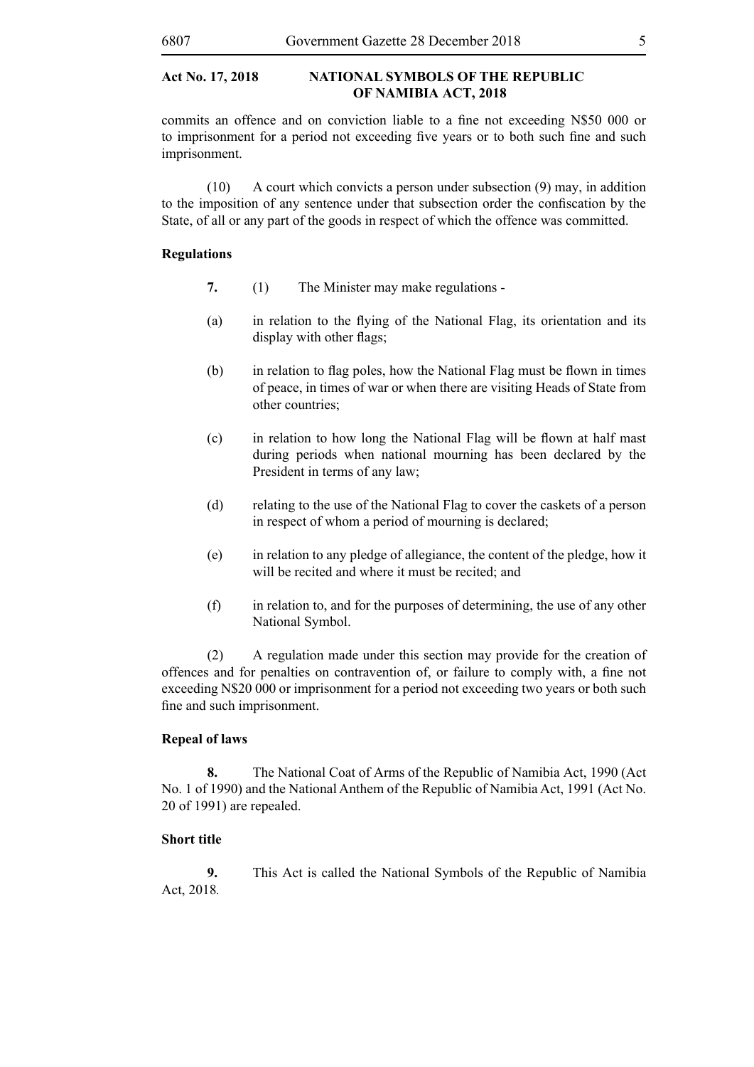commits an offence and on conviction liable to a fine not exceeding N$50 000 or to imprisonment for a period not exceeding five years or to both such fine and such imprisonment.

(10) A court which convicts a person under subsection (9) may, in addition to the imposition of any sentence under that subsection order the confiscation by the State, of all or any part of the goods in respect of which the offence was committed.

**Regulations**

**7.** (1) The Minister may make regulations -

(a) in relation to the flying of the National Flag, its orientation and its display with other flags;

(b) in relation to flag poles, how the National Flag must be flown in times of peace, in times of war or when there are visiting Heads of State from other countries;

(c) in relation to how long the National Flag will be flown at half mast during periods when national mourning has been declared by the President in terms of any law;

(d) relating to the use of the National Flag to cover the caskets of a person in respect of whom a period of mourning is declared;

(e) in relation to any pledge of allegiance, the content of the pledge, how it will be recited and where it must be recited; and

(f) in relation to, and for the purposes of determining, the use of any other National Symbol.

(2) A regulation made under this section may provide for the creation of offences and for penalties on contravention of, or failure to comply with, a fine not exceeding N$20 000 or imprisonment for a period not exceeding two years or both such fine and such imprisonment.

**Repeal of laws**

**8.** The National Coat of Arms of the Republic of Namibia Act, 1990 (Act No. 1 of 1990) and the National Anthem of the Republic of Namibia Act, 1991 (Act No. 20 of 1991) are repealed.

**Short title**

**9.** This Act is called the National Symbols of the Republic of Namibia Act, 2018.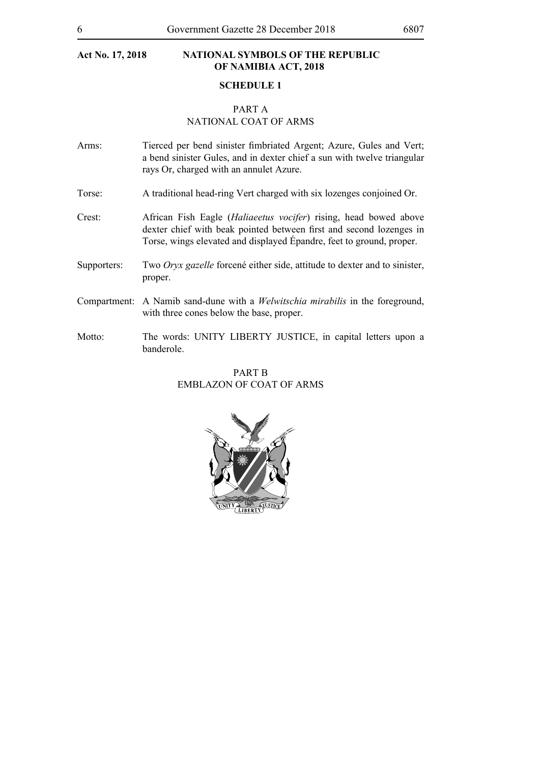**Act No. 17, 2018** **NATIONAL SYMBOLS OF THE REPUBLIC OF NAMIBIA ACT, 2018**

## SCHEDULE 1

### PART A
### NATIONAL COAT OF ARMS

Arms: Tierced per bend sinister fimbriated Argent; Azure, Gules and Vert; a bend sinister Gules, and in dexter chief a sun with twelve triangular rays Or, charged with an annulet Azure.

Torse: A traditional head-ring Vert charged with six lozenges conjoined Or.

Crest: African Fish Eagle (*Haliaeetus vocifer*) rising, head bowed above dexter chief with beak pointed between first and second lozenges in Torse, wings elevated and displayed Épandre, feet to ground, proper.

Supporters: Two *Oryx gazelle* forcené either side, attitude to dexter and to sinister, proper.

Compartment: A Namib sand-dune with a *Welwitschia mirabilis* in the foreground, with three cones below the base, proper.

Motto: The words: UNITY LIBERTY JUSTICE, in capital letters upon a banderole.

### PART B
### EMBLAZON OF COAT OF ARMS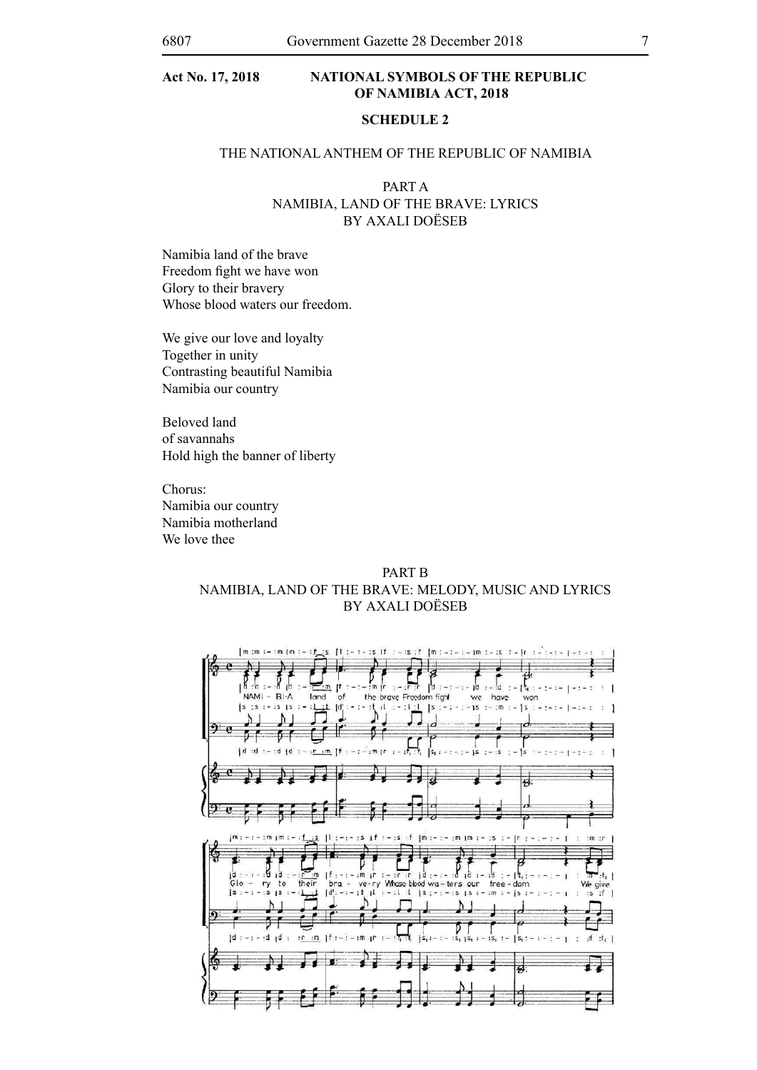**Act No. 17, 2018 NATIONAL SYMBOLS OF THE REPUBLIC OF NAMIBIA ACT, 2018**

**SCHEDULE 2**

THE NATIONAL ANTHEM OF THE REPUBLIC OF NAMIBIA

PART A
NAMIBIA, LAND OF THE BRAVE: LYRICS
BY AXALI DOËSEB

Namibia land of the brave
Freedom fight we have won
Glory to their bravery
Whose blood waters our freedom.

We give our love and loyalty
Together in unity
Contrasting beautiful Namibia
Namibia our country

Beloved land
of savannahs
Hold high the banner of liberty

Chorus:
Namibia our country
Namibia motherland
We love thee

PART B
NAMIBIA, LAND OF THE BRAVE: MELODY, MUSIC AND LYRICS
BY AXALI DOËSEB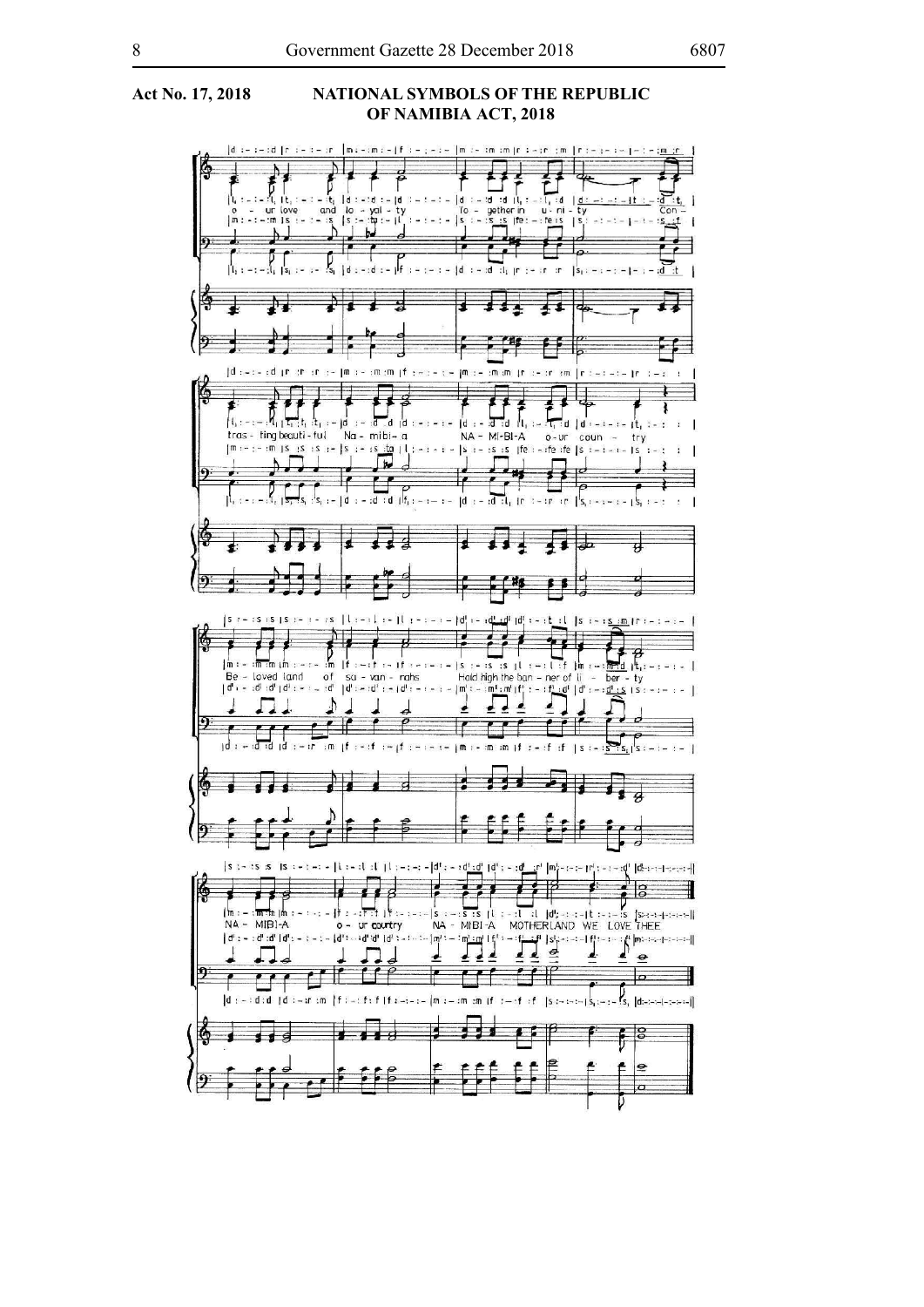**Act No. 17, 2018**

**NATIONAL SYMBOLS OF THE REPUBLIC OF NAMIBIA ACT, 2018**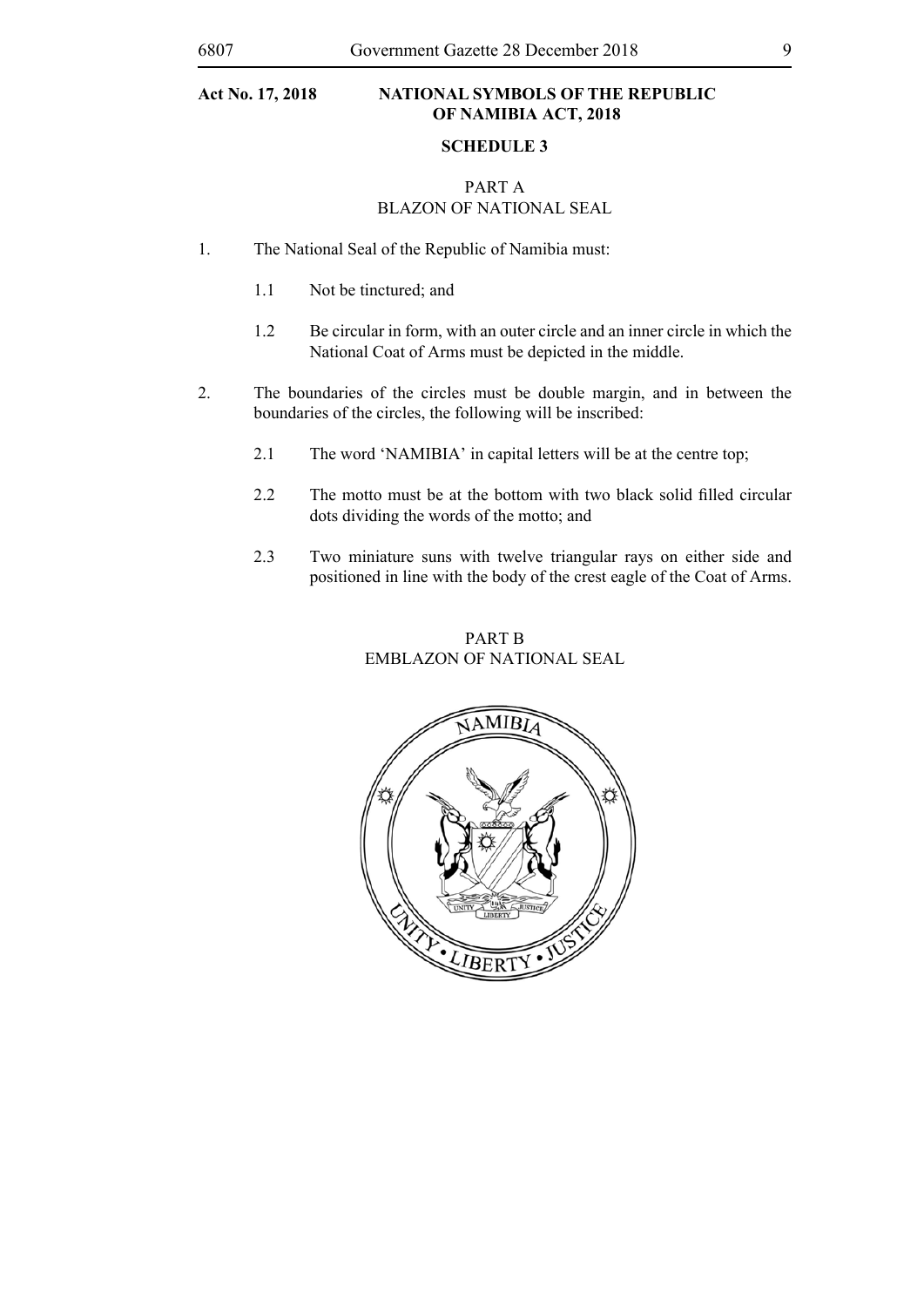**Act No. 17, 2018** **NATIONAL SYMBOLS OF THE REPUBLIC OF NAMIBIA ACT, 2018**

## SCHEDULE 3

### PART A
### BLAZON OF NATIONAL SEAL

1. The National Seal of the Republic of Namibia must:

    1.1 Not be tinctured; and

    1.2 Be circular in form, with an outer circle and an inner circle in which the National Coat of Arms must be depicted in the middle.

2. The boundaries of the circles must be double margin, and in between the boundaries of the circles, the following will be inscribed:

    2.1 The word 'NAMIBIA' in capital letters will be at the centre top;

    2.2 The motto must be at the bottom with two black solid filled circular dots dividing the words of the motto; and

    2.3 Two miniature suns with twelve triangular rays on either side and positioned in line with the body of the crest eagle of the Coat of Arms.

### PART B
### EMBLAZON OF NATIONAL SEAL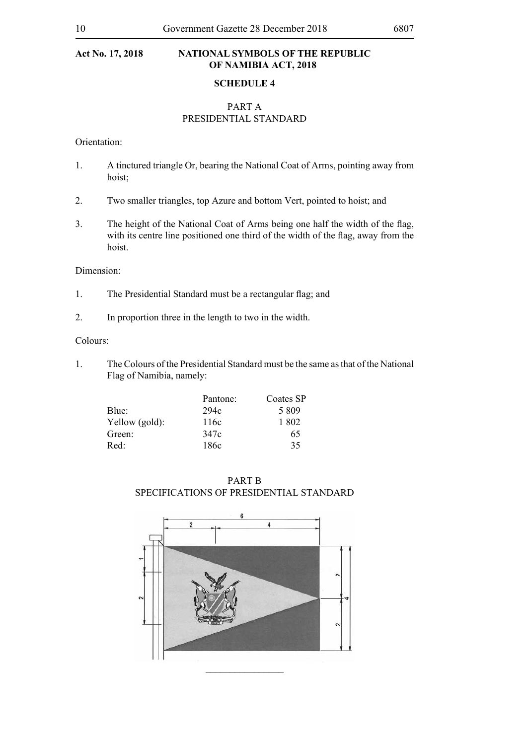**Act No. 17, 2018** **NATIONAL SYMBOLS OF THE REPUBLIC OF NAMIBIA ACT, 2018**

### SCHEDULE 4

#### PART A
#### PRESIDENTIAL STANDARD

Orientation:

1. A tinctured triangle Or, bearing the National Coat of Arms, pointing away from hoist;

2. Two smaller triangles, top Azure and bottom Vert, pointed to hoist; and

3. The height of the National Coat of Arms being one half the width of the flag, with its centre line positioned one third of the width of the flag, away from the hoist.

Dimension:

1. The Presidential Standard must be a rectangular flag; and

2. In proportion three in the length to two in the width.

Colours:

1. The Colours of the Presidential Standard must be the same as that of the National Flag of Namibia, namely:

| | Pantone: | Coates SP |
|---|---|---|
| Blue: | 294c | 5 809 |
| Yellow (gold): | 116c | 1 802 |
| Green: | 347c | 65 |
| Red: | 186c | 35 |

#### PART B
#### SPECIFICATIONS OF PRESIDENTIAL STANDARD

6
2
4
1
2
2
4
2